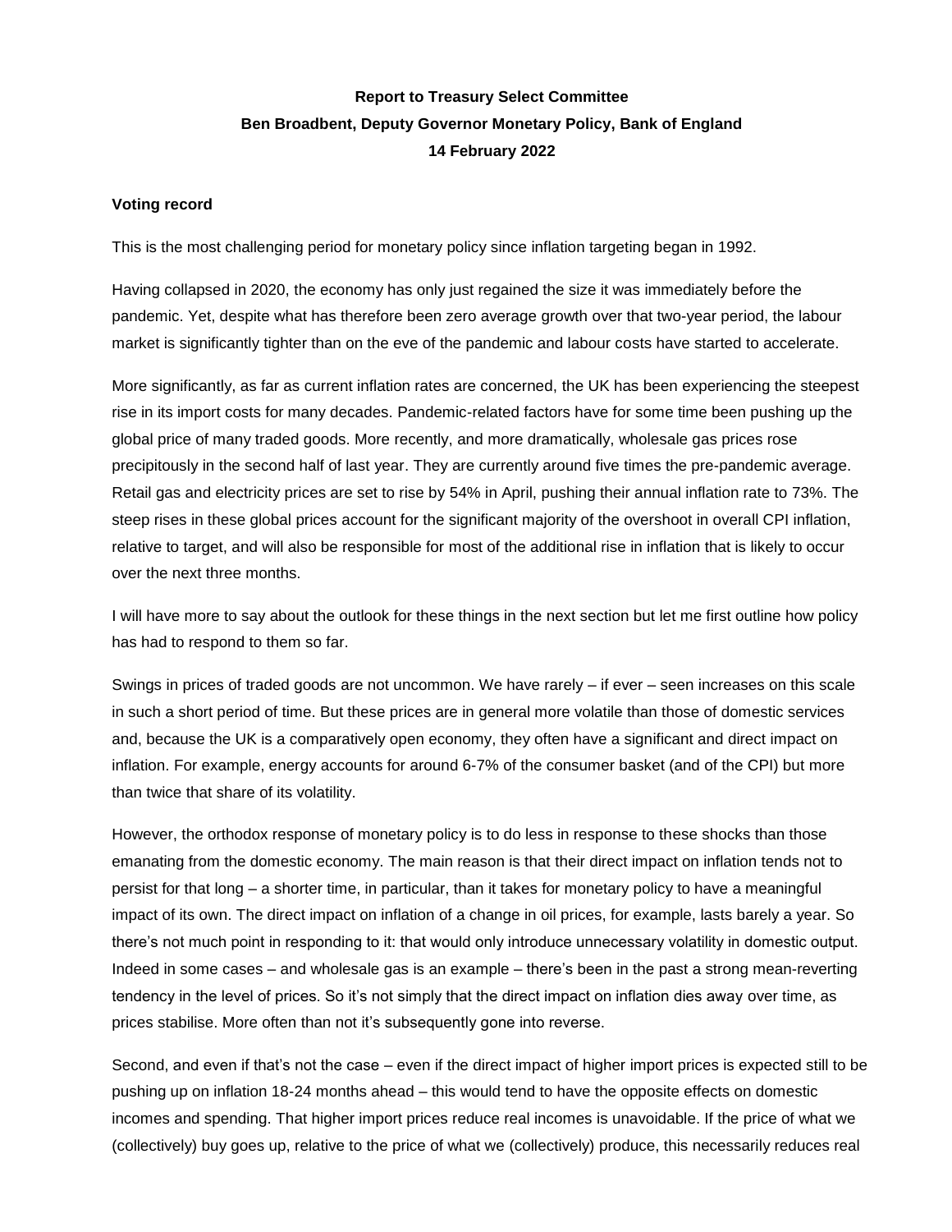**Report to Treasury Select Committee**

**Ben Broadbent, Deputy Governor Monetary Policy, Bank of England**

**14 February 2022**

**Voting record**

This is the most challenging period for monetary policy since inflation targeting began in 1992.

Having collapsed in 2020, the economy has only just regained the size it was immediately before the pandemic. Yet, despite what has therefore been zero average growth over that two-year period, the labour market is significantly tighter than on the eve of the pandemic and labour costs have started to accelerate.

More significantly, as far as current inflation rates are concerned, the UK has been experiencing the steepest rise in its import costs for many decades. Pandemic-related factors have for some time been pushing up the global price of many traded goods. More recently, and more dramatically, wholesale gas prices rose precipitously in the second half of last year. They are currently around five times the pre-pandemic average. Retail gas and electricity prices are set to rise by 54% in April, pushing their annual inflation rate to 73%. The steep rises in these global prices account for the significant majority of the overshoot in overall CPI inflation, relative to target, and will also be responsible for most of the additional rise in inflation that is likely to occur over the next three months.

I will have more to say about the outlook for these things in the next section but let me first outline how policy has had to respond to them so far.

Swings in prices of traded goods are not uncommon. We have rarely – if ever – seen increases on this scale in such a short period of time. But these prices are in general more volatile than those of domestic services and, because the UK is a comparatively open economy, they often have a significant and direct impact on inflation. For example, energy accounts for around 6-7% of the consumer basket (and of the CPI) but more than twice that share of its volatility.

However, the orthodox response of monetary policy is to do less in response to these shocks than those emanating from the domestic economy. The main reason is that their direct impact on inflation tends not to persist for that long – a shorter time, in particular, than it takes for monetary policy to have a meaningful impact of its own. The direct impact on inflation of a change in oil prices, for example, lasts barely a year. So there's not much point in responding to it: that would only introduce unnecessary volatility in domestic output. Indeed in some cases – and wholesale gas is an example – there's been in the past a strong mean-reverting tendency in the level of prices. So it's not simply that the direct impact on inflation dies away over time, as prices stabilise. More often than not it's subsequently gone into reverse.

Second, and even if that's not the case – even if the direct impact of higher import prices is expected still to be pushing up on inflation 18-24 months ahead – this would tend to have the opposite effects on domestic incomes and spending. That higher import prices reduce real incomes is unavoidable. If the price of what we (collectively) buy goes up, relative to the price of what we (collectively) produce, this necessarily reduces real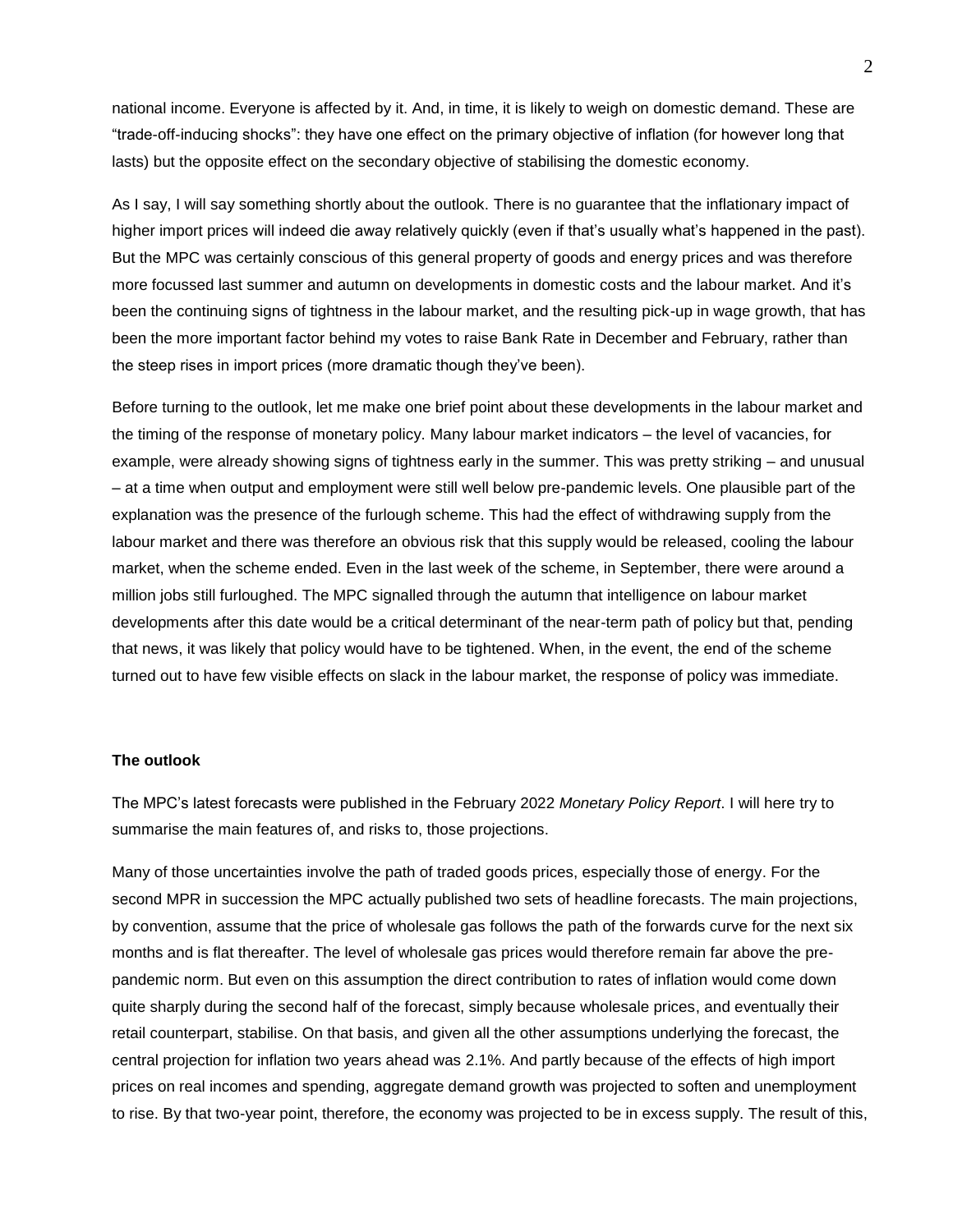national income. Everyone is affected by it. And, in time, it is likely to weigh on domestic demand. These are "trade-off-inducing shocks": they have one effect on the primary objective of inflation (for however long that lasts) but the opposite effect on the secondary objective of stabilising the domestic economy.

As I say, I will say something shortly about the outlook. There is no guarantee that the inflationary impact of higher import prices will indeed die away relatively quickly (even if that's usually what's happened in the past). But the MPC was certainly conscious of this general property of goods and energy prices and was therefore more focussed last summer and autumn on developments in domestic costs and the labour market. And it's been the continuing signs of tightness in the labour market, and the resulting pick-up in wage growth, that has been the more important factor behind my votes to raise Bank Rate in December and February, rather than the steep rises in import prices (more dramatic though they've been).

Before turning to the outlook, let me make one brief point about these developments in the labour market and the timing of the response of monetary policy. Many labour market indicators – the level of vacancies, for example, were already showing signs of tightness early in the summer. This was pretty striking – and unusual – at a time when output and employment were still well below pre-pandemic levels. One plausible part of the explanation was the presence of the furlough scheme. This had the effect of withdrawing supply from the labour market and there was therefore an obvious risk that this supply would be released, cooling the labour market, when the scheme ended. Even in the last week of the scheme, in September, there were around a million jobs still furloughed. The MPC signalled through the autumn that intelligence on labour market developments after this date would be a critical determinant of the near-term path of policy but that, pending that news, it was likely that policy would have to be tightened. When, in the event, the end of the scheme turned out to have few visible effects on slack in the labour market, the response of policy was immediate.

**The outlook**

The MPC's latest forecasts were published in the February 2022 *Monetary Policy Report*. I will here try to summarise the main features of, and risks to, those projections.

Many of those uncertainties involve the path of traded goods prices, especially those of energy. For the second MPR in succession the MPC actually published two sets of headline forecasts. The main projections, by convention, assume that the price of wholesale gas follows the path of the forwards curve for the next six months and is flat thereafter. The level of wholesale gas prices would therefore remain far above the pre-pandemic norm. But even on this assumption the direct contribution to rates of inflation would come down quite sharply during the second half of the forecast, simply because wholesale prices, and eventually their retail counterpart, stabilise. On that basis, and given all the other assumptions underlying the forecast, the central projection for inflation two years ahead was 2.1%. And partly because of the effects of high import prices on real incomes and spending, aggregate demand growth was projected to soften and unemployment to rise. By that two-year point, therefore, the economy was projected to be in excess supply. The result of this,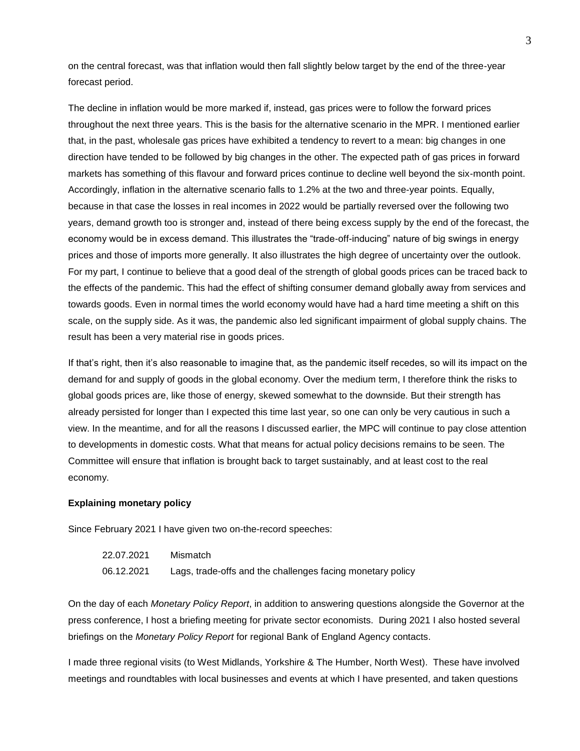on the central forecast, was that inflation would then fall slightly below target by the end of the three-year forecast period.

The decline in inflation would be more marked if, instead, gas prices were to follow the forward prices throughout the next three years. This is the basis for the alternative scenario in the MPR. I mentioned earlier that, in the past, wholesale gas prices have exhibited a tendency to revert to a mean: big changes in one direction have tended to be followed by big changes in the other. The expected path of gas prices in forward markets has something of this flavour and forward prices continue to decline well beyond the six-month point. Accordingly, inflation in the alternative scenario falls to 1.2% at the two and three-year points. Equally, because in that case the losses in real incomes in 2022 would be partially reversed over the following two years, demand growth too is stronger and, instead of there being excess supply by the end of the forecast, the economy would be in excess demand. This illustrates the "trade-off-inducing" nature of big swings in energy prices and those of imports more generally. It also illustrates the high degree of uncertainty over the outlook. For my part, I continue to believe that a good deal of the strength of global goods prices can be traced back to the effects of the pandemic. This had the effect of shifting consumer demand globally away from services and towards goods. Even in normal times the world economy would have had a hard time meeting a shift on this scale, on the supply side. As it was, the pandemic also led significant impairment of global supply chains. The result has been a very material rise in goods prices.

If that's right, then it's also reasonable to imagine that, as the pandemic itself recedes, so will its impact on the demand for and supply of goods in the global economy. Over the medium term, I therefore think the risks to global goods prices are, like those of energy, skewed somewhat to the downside. But their strength has already persisted for longer than I expected this time last year, so one can only be very cautious in such a view. In the meantime, and for all the reasons I discussed earlier, the MPC will continue to pay close attention to developments in domestic costs. What that means for actual policy decisions remains to be seen. The Committee will ensure that inflation is brought back to target sustainably, and at least cost to the real economy.

**Explaining monetary policy**

Since February 2021 I have given two on-the-record speeches:

| | |
|---|---|
| 22.07.2021 | Mismatch |
| 06.12.2021 | Lags, trade-offs and the challenges facing monetary policy |

On the day of each *Monetary Policy Report*, in addition to answering questions alongside the Governor at the press conference, I host a briefing meeting for private sector economists. During 2021 I also hosted several briefings on the *Monetary Policy Report* for regional Bank of England Agency contacts.

I made three regional visits (to West Midlands, Yorkshire & The Humber, North West). These have involved meetings and roundtables with local businesses and events at which I have presented, and taken questions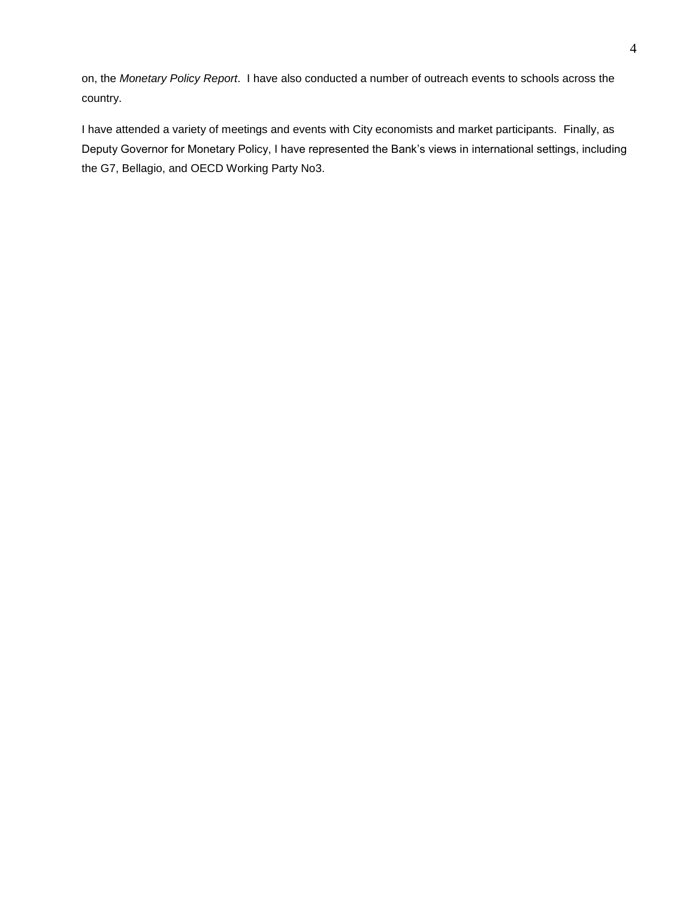on, the *Monetary Policy Report*. I have also conducted a number of outreach events to schools across the country.

I have attended a variety of meetings and events with City economists and market participants. Finally, as Deputy Governor for Monetary Policy, I have represented the Bank's views in international settings, including the G7, Bellagio, and OECD Working Party No3.